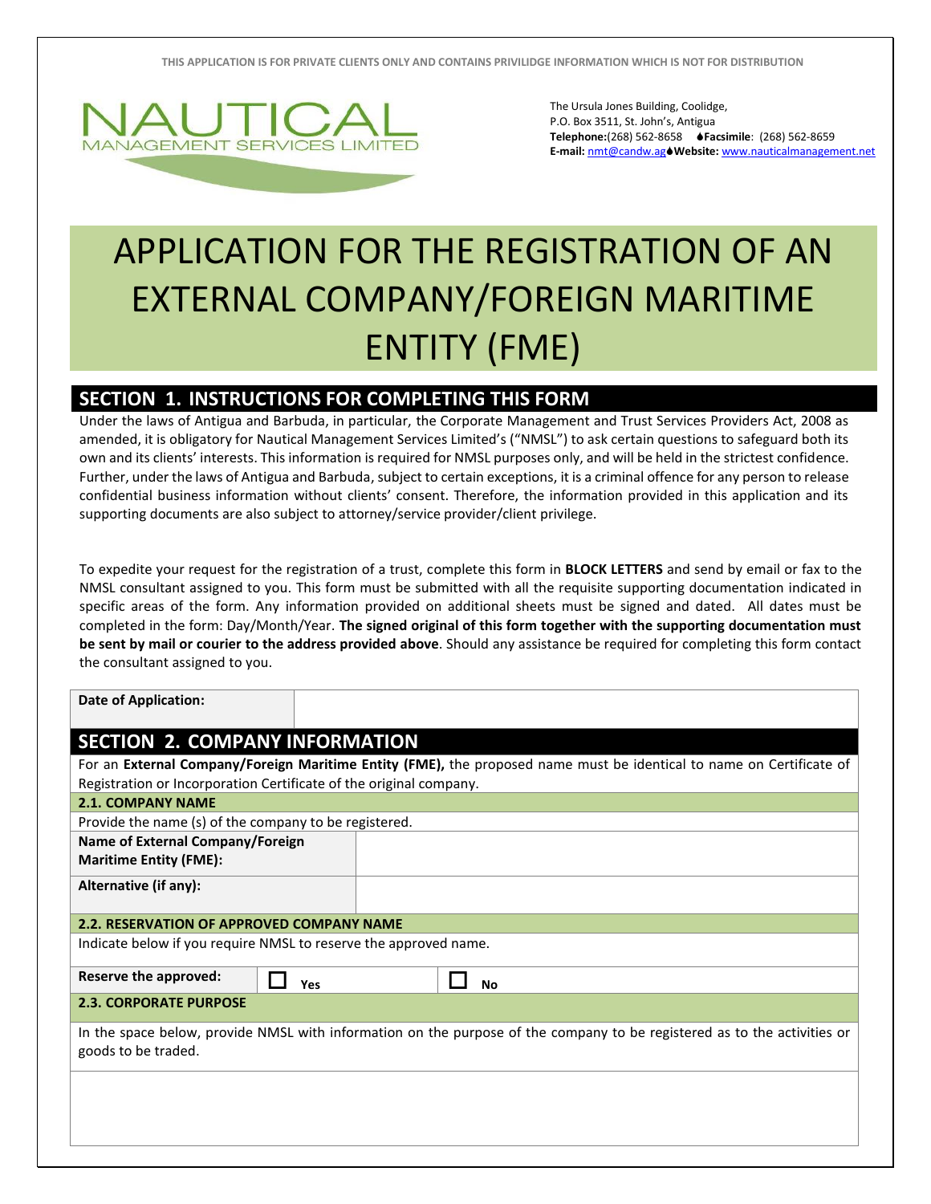THIS APPLICATION IS FOR PRIVATE CLIENTS ONLY AND CONTAINS PRIVILIDGE INFORMATION WHICH IS NOT FOR DISTRIBUTION

NAUTICAL MANAGEMENT SERVICES LIMITED

The Ursula Jones Building, Coolidge,
P.O. Box 3511, St. John's, Antigua
**Telephone:**(268) 562-8658 **Facsimile**: (268) 562-8659
**E-mail:** nmt@candw.ag **Website:** www.nauticalmanagement.net

# APPLICATION FOR THE REGISTRATION OF AN EXTERNAL COMPANY/FOREIGN MARITIME ENTITY (FME)

## SECTION 1. INSTRUCTIONS FOR COMPLETING THIS FORM

Under the laws of Antigua and Barbuda, in particular, the Corporate Management and Trust Services Providers Act, 2008 as amended, it is obligatory for Nautical Management Services Limited's ("NMSL") to ask certain questions to safeguard both its own and its clients' interests. This information is required for NMSL purposes only, and will be held in the strictest confidence. Further, under the laws of Antigua and Barbuda, subject to certain exceptions, it is a criminal offence for any person to release confidential business information without clients' consent. Therefore, the information provided in this application and its supporting documents are also subject to attorney/service provider/client privilege.

To expedite your request for the registration of a trust, complete this form in **BLOCK LETTERS** and send by email or fax to the NMSL consultant assigned to you. This form must be submitted with all the requisite supporting documentation indicated in specific areas of the form. Any information provided on additional sheets must be signed and dated. All dates must be completed in the form: Day/Month/Year. **The signed original of this form together with the supporting documentation must be sent by mail or courier to the address provided above**. Should any assistance be required for completing this form contact the consultant assigned to you.

| **Date of Application:** | |
|---|---|

## SECTION 2. COMPANY INFORMATION

For an **External Company/Foreign Maritime Entity (FME),** the proposed name must be identical to name on Certificate of Registration or Incorporation Certificate of the original company.

### 2.1. COMPANY NAME

Provide the name (s) of the company to be registered.

| **Name of External Company/Foreign Maritime Entity (FME):** | |
|---|---|
| **Alternative (if any):** | |

### 2.2. RESERVATION OF APPROVED COMPANY NAME

Indicate below if you require NMSL to reserve the approved name.

| **Reserve the approved:** | ☐ **Yes** | ☐ **No** |
|---|---|---|

### 2.3. CORPORATE PURPOSE

In the space below, provide NMSL with information on the purpose of the company to be registered as to the activities or goods to be traded.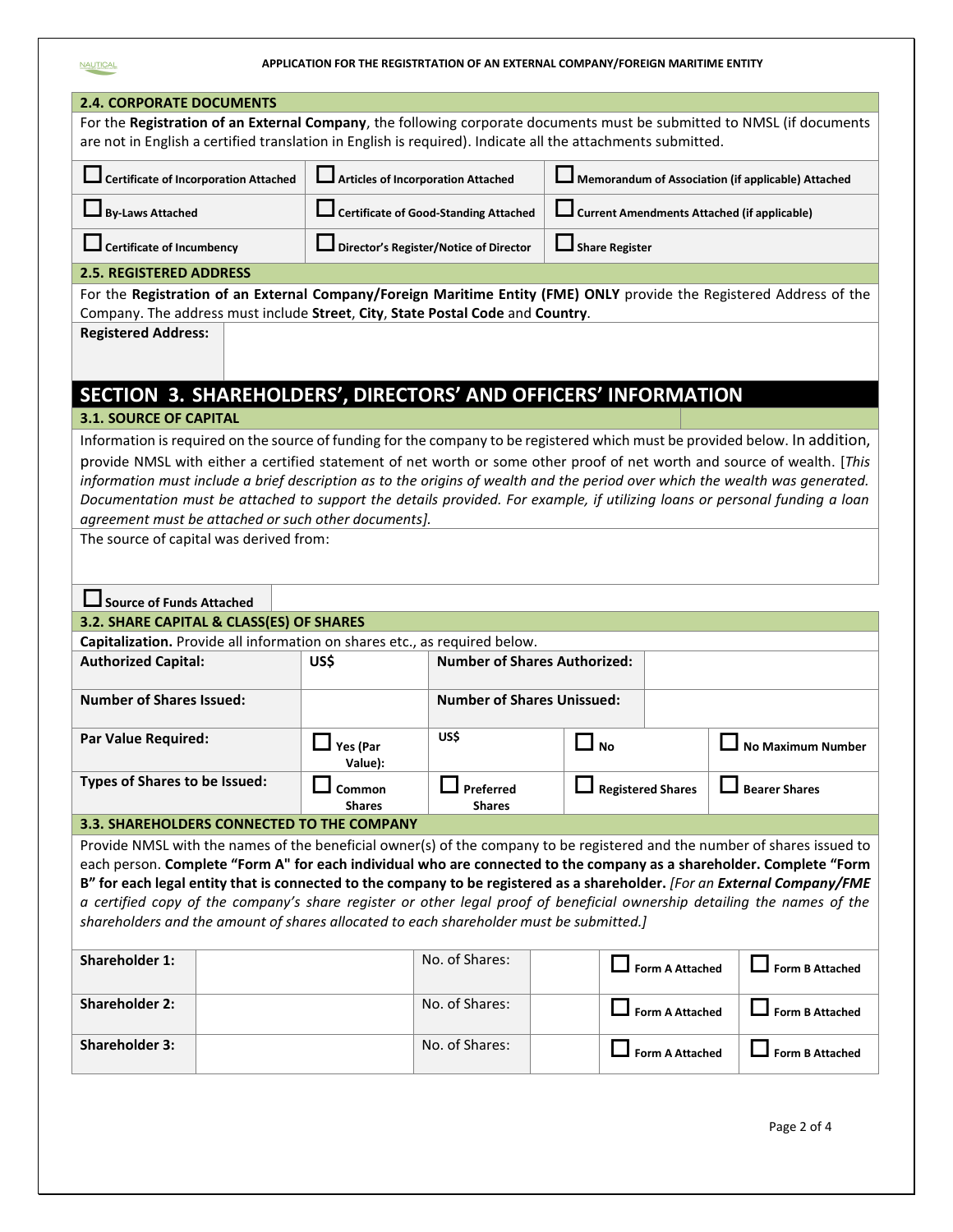### 2.4. CORPORATE DOCUMENTS

For the **Registration of an External Company**, the following corporate documents must be submitted to NMSL (if documents are not in English a certified translation in English is required). Indicate all the attachments submitted.

| | | |
|---|---|---|
| ☐ **Certificate of Incorporation Attached** | ☐ **Articles of Incorporation Attached** | ☐ **Memorandum of Association (if applicable) Attached** |
| ☐ **By-Laws Attached** | ☐ **Certificate of Good-Standing Attached** | ☐ **Current Amendments Attached (if applicable)** |
| ☐ **Certificate of Incumbency** | ☐ **Director's Register/Notice of Director** | ☐ **Share Register** |

### 2.5. REGISTERED ADDRESS

For the **Registration of an External Company/Foreign Maritime Entity (FME) ONLY** provide the Registered Address of the Company. The address must include **Street**, **City**, **State Postal Code** and **Country**.

| **Registered Address:** | |
|---|---|

## SECTION 3. SHAREHOLDERS', DIRECTORS' AND OFFICERS' INFORMATION

### 3.1. SOURCE OF CAPITAL

Information is required on the source of funding for the company to be registered which must be provided below. In addition, provide NMSL with either a certified statement of net worth or some other proof of net worth and source of wealth. [*This information must include a brief description as to the origins of wealth and the period over which the wealth was generated. Documentation must be attached to support the details provided. For example, if utilizing loans or personal funding a loan agreement must be attached or such other documents*].

The source of capital was derived from:

☐ **Source of Funds Attached**

### 3.2. SHARE CAPITAL & CLASS(ES) OF SHARES

**Capitalization.** Provide all information on shares etc., as required below.

| | | | | |
|---|---|---|---|---|
| **Authorized Capital:** | US$ | **Number of Shares Authorized:** | | |
| **Number of Shares Issued:** | | **Number of Shares Unissued:** | | |
| **Par Value Required:** | ☐ **Yes (Par Value):** | US$ | ☐ **No** | ☐ **No Maximum Number** |
| **Types of Shares to be Issued:** | ☐ **Common Shares** | ☐ **Preferred Shares** | ☐ **Registered Shares** | ☐ **Bearer Shares** |

### 3.3. SHAREHOLDERS CONNECTED TO THE COMPANY

Provide NMSL with the names of the beneficial owner(s) of the company to be registered and the number of shares issued to each person. **Complete "Form A" for each individual who are connected to the company as a shareholder. Complete "Form B" for each legal entity that is connected to the company to be registered as a shareholder.** *[For an **External Company/FME** a certified copy of the company's share register or other legal proof of beneficial ownership detailing the names of the shareholders and the amount of shares allocated to each shareholder must be submitted.]*

| | | | | | |
|---|---|---|---|---|---|
| **Shareholder 1:** | | No. of Shares: | | ☐ **Form A Attached** | ☐ **Form B Attached** |
| **Shareholder 2:** | | No. of Shares: | | ☐ **Form A Attached** | ☐ **Form B Attached** |
| **Shareholder 3:** | | No. of Shares: | | ☐ **Form A Attached** | ☐ **Form B Attached** |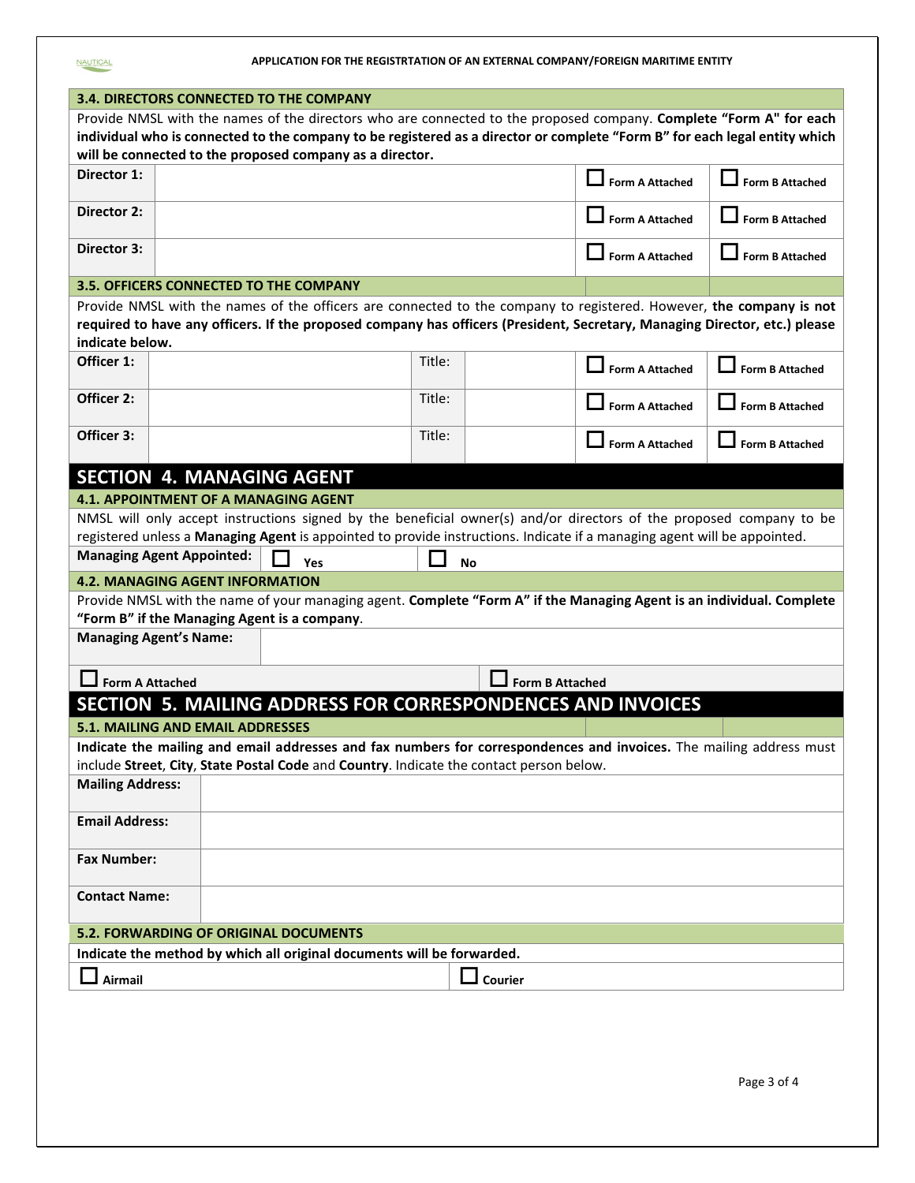### 3.4. DIRECTORS CONNECTED TO THE COMPANY

Provide NMSL with the names of the directors who are connected to the proposed company. **Complete "Form A" for each individual who is connected to the company to be registered as a director or complete "Form B" for each legal entity which will be connected to the proposed company as a director.**

| | | | |
|---|---|---|---|
| **Director 1:** | | ☐ Form A Attached | ☐ Form B Attached |
| **Director 2:** | | ☐ Form A Attached | ☐ Form B Attached |
| **Director 3:** | | ☐ Form A Attached | ☐ Form B Attached |

### 3.5. OFFICERS CONNECTED TO THE COMPANY

Provide NMSL with the names of the officers are connected to the company to registered. However, **the company is not required to have any officers. If the proposed company has officers (President, Secretary, Managing Director, etc.) please indicate below.**

| | | | | | |
|---|---|---|---|---|---|
| **Officer 1:** | | Title: | | ☐ Form A Attached | ☐ Form B Attached |
| **Officer 2:** | | Title: | | ☐ Form A Attached | ☐ Form B Attached |
| **Officer 3:** | | Title: | | ☐ Form A Attached | ☐ Form B Attached |

## SECTION 4. MANAGING AGENT

### 4.1. APPOINTMENT OF A MANAGING AGENT

NMSL will only accept instructions signed by the beneficial owner(s) and/or directors of the proposed company to be registered unless a **Managing Agent** is appointed to provide instructions. Indicate if a managing agent will be appointed.

**Managing Agent Appointed:** ☐ **Yes** ☐ **No**

### 4.2. MANAGING AGENT INFORMATION

Provide NMSL with the name of your managing agent. **Complete "Form A" if the Managing Agent is an individual. Complete "Form B" if the Managing Agent is a company**.

| | |
|---|---|
| **Managing Agent's Name:** | |
| ☐ **Form A Attached** | ☐ **Form B Attached** |

## SECTION 5. MAILING ADDRESS FOR CORRESPONDENCES AND INVOICES

### 5.1. MAILING AND EMAIL ADDRESSES

**Indicate the mailing and email addresses and fax numbers for correspondences and invoices.** The mailing address must include **Street**, **City**, **State Postal Code** and **Country**. Indicate the contact person below.

| | |
|---|---|
| **Mailing Address:** | |
| **Email Address:** | |
| **Fax Number:** | |
| **Contact Name:** | |

### 5.2. FORWARDING OF ORIGINAL DOCUMENTS

**Indicate the method by which all original documents will be forwarded.**

☐ **Airmail** ☐ **Courier**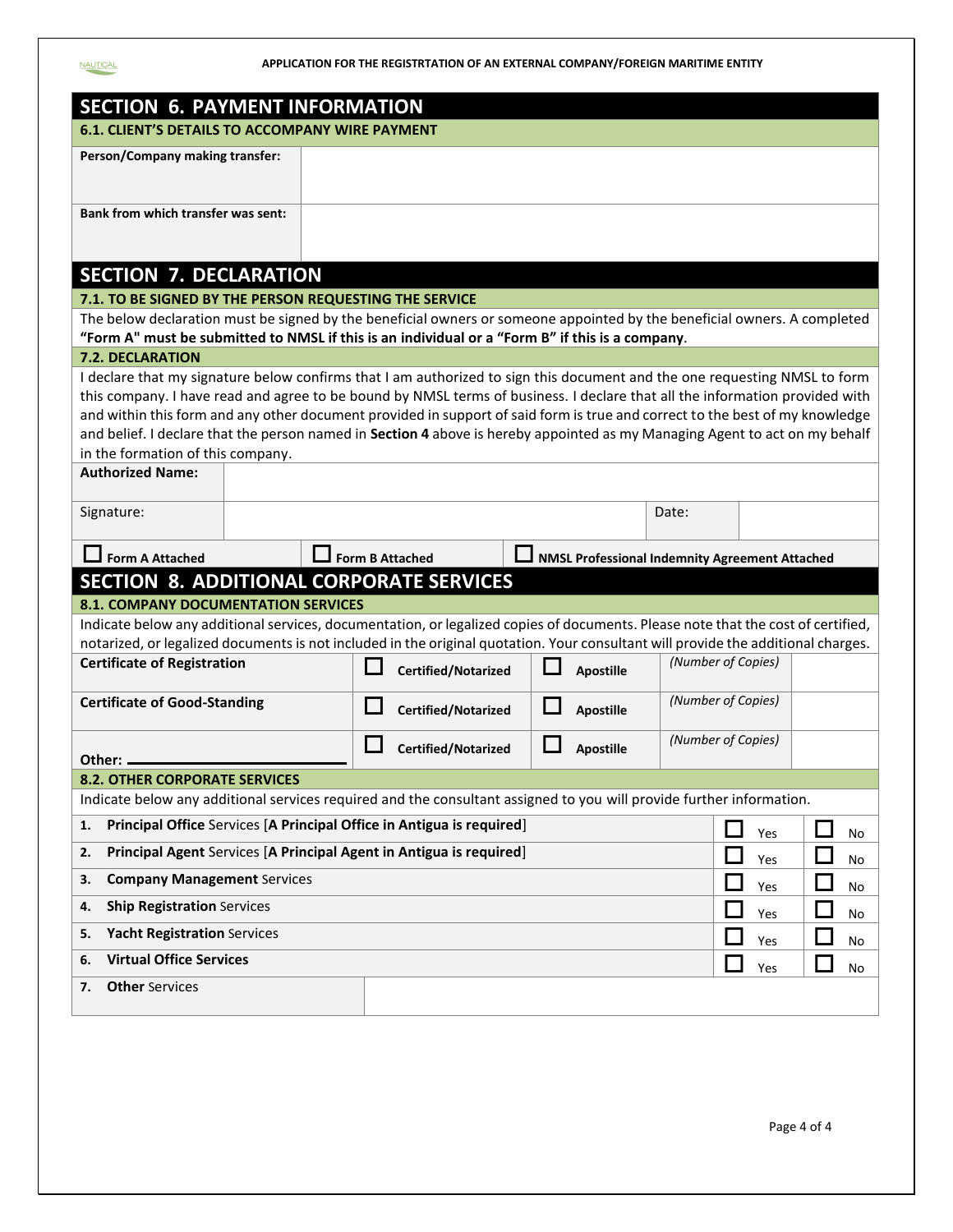## SECTION 6. PAYMENT INFORMATION

### 6.1. CLIENT'S DETAILS TO ACCOMPANY WIRE PAYMENT

| | |
|---|---|
| **Person/Company making transfer:** | |
| **Bank from which transfer was sent:** | |

## SECTION 7. DECLARATION

### 7.1. TO BE SIGNED BY THE PERSON REQUESTING THE SERVICE

The below declaration must be signed by the beneficial owners or someone appointed by the beneficial owners. A completed **"Form A" must be submitted to NMSL if this is an individual or a "Form B" if this is a company**.

### 7.2. DECLARATION

I declare that my signature below confirms that I am authorized to sign this document and the one requesting NMSL to form this company. I have read and agree to be bound by NMSL terms of business. I declare that all the information provided with and within this form and any other document provided in support of said form is true and correct to the best of my knowledge and belief. I declare that the person named in **Section 4** above is hereby appointed as my Managing Agent to act on my behalf in the formation of this company.

| | | | |
|---|---|---|---|
| **Authorized Name:** | | | |
| Signature: | | Date: | |

☐ **Form A Attached** ☐ **Form B Attached** ☐ **NMSL Professional Indemnity Agreement Attached**

## SECTION 8. ADDITIONAL CORPORATE SERVICES

### 8.1. COMPANY DOCUMENTATION SERVICES

Indicate below any additional services, documentation, or legalized copies of documents. Please note that the cost of certified, notarized, or legalized documents is not included in the original quotation. Your consultant will provide the additional charges.

| | | | | |
|---|---|---|---|---|
| **Certificate of Registration** | ☐ **Certified/Notarized** | ☐ **Apostille** | *(Number of Copies)* | |
| **Certificate of Good-Standing** | ☐ **Certified/Notarized** | ☐ **Apostille** | *(Number of Copies)* | |
| **Other:** ______________________ | ☐ **Certified/Notarized** | ☐ **Apostille** | *(Number of Copies)* | |

### 8.2. OTHER CORPORATE SERVICES

Indicate below any additional services required and the consultant assigned to you will provide further information.

| | | |
|---|---|---|
| 1. **Principal Office** Services [**A Principal Office in Antigua is required**] | ☐ Yes | ☐ No |
| 2. **Principal Agent** Services [**A Principal Agent in Antigua is required**] | ☐ Yes | ☐ No |
| 3. **Company Management** Services | ☐ Yes | ☐ No |
| 4. **Ship Registration** Services | ☐ Yes | ☐ No |
| 5. **Yacht Registration** Services | ☐ Yes | ☐ No |
| 6. **Virtual Office Services** | ☐ Yes | ☐ No |
| 7. **Other** Services | | |